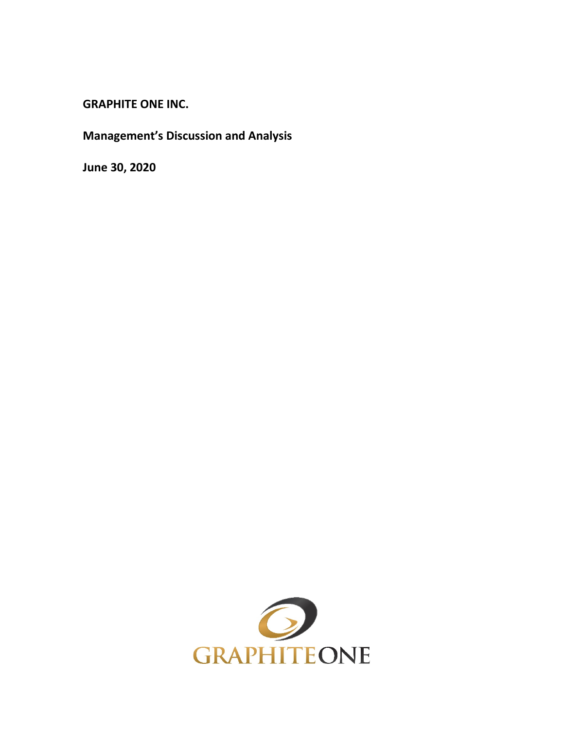**GRAPHITE ONE INC.**

**Management's Discussion and Analysis**

**June 30, 2020**

GRAPHITEONE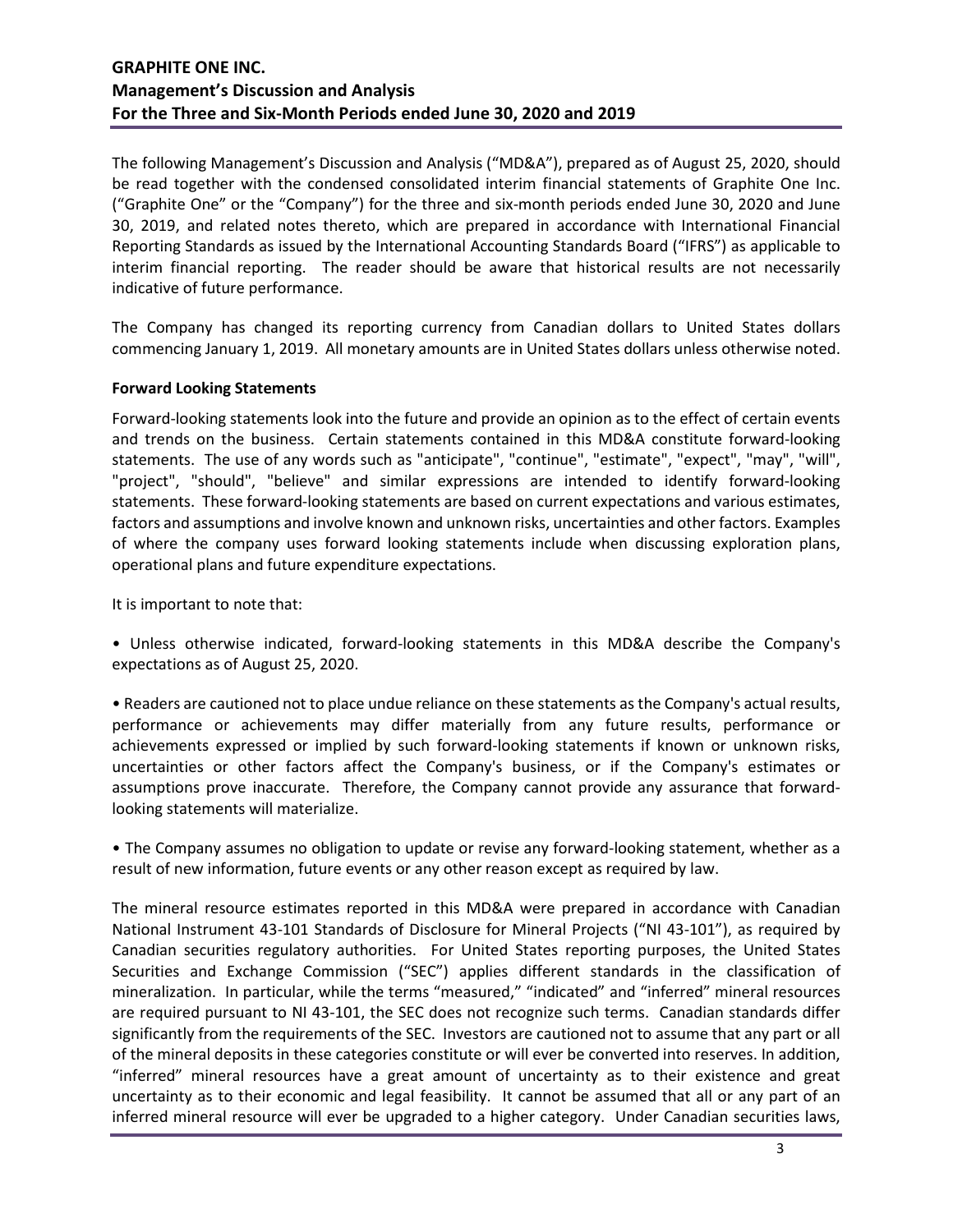The following Management's Discussion and Analysis ("MD&A"), prepared as of August 25, 2020, should be read together with the condensed consolidated interim financial statements of Graphite One Inc. ("Graphite One" or the "Company") for the three and six-month periods ended June 30, 2020 and June 30, 2019, and related notes thereto, which are prepared in accordance with International Financial Reporting Standards as issued by the International Accounting Standards Board ("IFRS") as applicable to interim financial reporting. The reader should be aware that historical results are not necessarily indicative of future performance.

The Company has changed its reporting currency from Canadian dollars to United States dollars commencing January 1, 2019. All monetary amounts are in United States dollars unless otherwise noted.

**Forward Looking Statements**

Forward-looking statements look into the future and provide an opinion as to the effect of certain events and trends on the business. Certain statements contained in this MD&A constitute forward-looking statements. The use of any words such as "anticipate", "continue", "estimate", "expect", "may", "will", "project", "should", "believe" and similar expressions are intended to identify forward-looking statements. These forward-looking statements are based on current expectations and various estimates, factors and assumptions and involve known and unknown risks, uncertainties and other factors. Examples of where the company uses forward looking statements include when discussing exploration plans, operational plans and future expenditure expectations.

It is important to note that:

• Unless otherwise indicated, forward-looking statements in this MD&A describe the Company's expectations as of August 25, 2020.

• Readers are cautioned not to place undue reliance on these statements as the Company's actual results, performance or achievements may differ materially from any future results, performance or achievements expressed or implied by such forward-looking statements if known or unknown risks, uncertainties or other factors affect the Company's business, or if the Company's estimates or assumptions prove inaccurate. Therefore, the Company cannot provide any assurance that forward-looking statements will materialize.

• The Company assumes no obligation to update or revise any forward-looking statement, whether as a result of new information, future events or any other reason except as required by law.

The mineral resource estimates reported in this MD&A were prepared in accordance with Canadian National Instrument 43-101 Standards of Disclosure for Mineral Projects ("NI 43-101"), as required by Canadian securities regulatory authorities. For United States reporting purposes, the United States Securities and Exchange Commission ("SEC") applies different standards in the classification of mineralization. In particular, while the terms "measured," "indicated" and "inferred" mineral resources are required pursuant to NI 43-101, the SEC does not recognize such terms. Canadian standards differ significantly from the requirements of the SEC. Investors are cautioned not to assume that any part or all of the mineral deposits in these categories constitute or will ever be converted into reserves. In addition, "inferred" mineral resources have a great amount of uncertainty as to their existence and great uncertainty as to their economic and legal feasibility. It cannot be assumed that all or any part of an inferred mineral resource will ever be upgraded to a higher category. Under Canadian securities laws,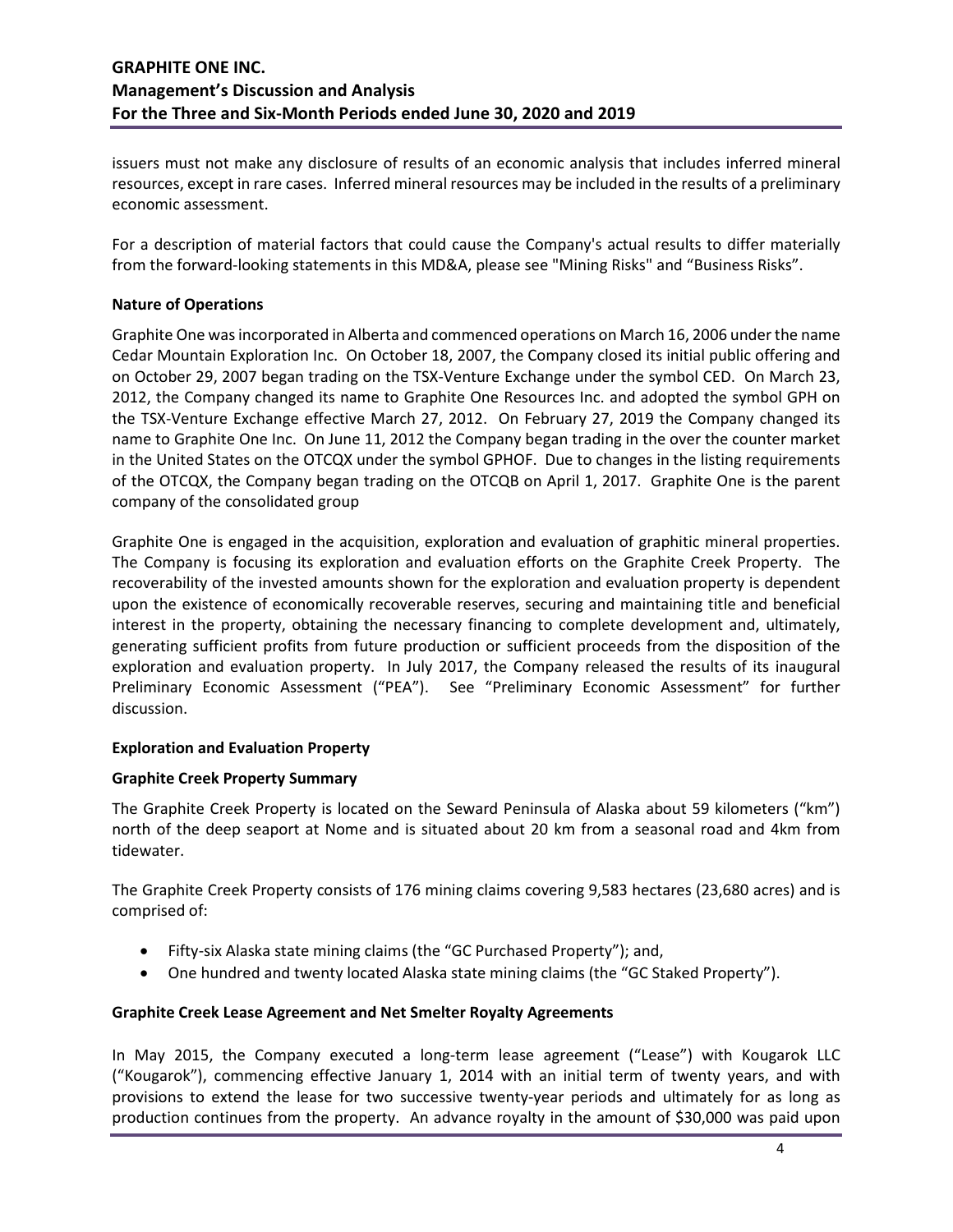issuers must not make any disclosure of results of an economic analysis that includes inferred mineral resources, except in rare cases. Inferred mineral resources may be included in the results of a preliminary economic assessment.

For a description of material factors that could cause the Company's actual results to differ materially from the forward-looking statements in this MD&A, please see "Mining Risks" and "Business Risks".

**Nature of Operations**

Graphite One was incorporated in Alberta and commenced operations on March 16, 2006 under the name Cedar Mountain Exploration Inc. On October 18, 2007, the Company closed its initial public offering and on October 29, 2007 began trading on the TSX-Venture Exchange under the symbol CED. On March 23, 2012, the Company changed its name to Graphite One Resources Inc. and adopted the symbol GPH on the TSX-Venture Exchange effective March 27, 2012. On February 27, 2019 the Company changed its name to Graphite One Inc. On June 11, 2012 the Company began trading in the over the counter market in the United States on the OTCQX under the symbol GPHOF. Due to changes in the listing requirements of the OTCQX, the Company began trading on the OTCQB on April 1, 2017. Graphite One is the parent company of the consolidated group

Graphite One is engaged in the acquisition, exploration and evaluation of graphitic mineral properties. The Company is focusing its exploration and evaluation efforts on the Graphite Creek Property. The recoverability of the invested amounts shown for the exploration and evaluation property is dependent upon the existence of economically recoverable reserves, securing and maintaining title and beneficial interest in the property, obtaining the necessary financing to complete development and, ultimately, generating sufficient profits from future production or sufficient proceeds from the disposition of the exploration and evaluation property. In July 2017, the Company released the results of its inaugural Preliminary Economic Assessment ("PEA"). See "Preliminary Economic Assessment" for further discussion.

**Exploration and Evaluation Property**

**Graphite Creek Property Summary**

The Graphite Creek Property is located on the Seward Peninsula of Alaska about 59 kilometers ("km") north of the deep seaport at Nome and is situated about 20 km from a seasonal road and 4km from tidewater.

The Graphite Creek Property consists of 176 mining claims covering 9,583 hectares (23,680 acres) and is comprised of:

- Fifty-six Alaska state mining claims (the "GC Purchased Property"); and,
- One hundred and twenty located Alaska state mining claims (the "GC Staked Property").

**Graphite Creek Lease Agreement and Net Smelter Royalty Agreements**

In May 2015, the Company executed a long-term lease agreement ("Lease") with Kougarok LLC ("Kougarok"), commencing effective January 1, 2014 with an initial term of twenty years, and with provisions to extend the lease for two successive twenty-year periods and ultimately for as long as production continues from the property. An advance royalty in the amount of $30,000 was paid upon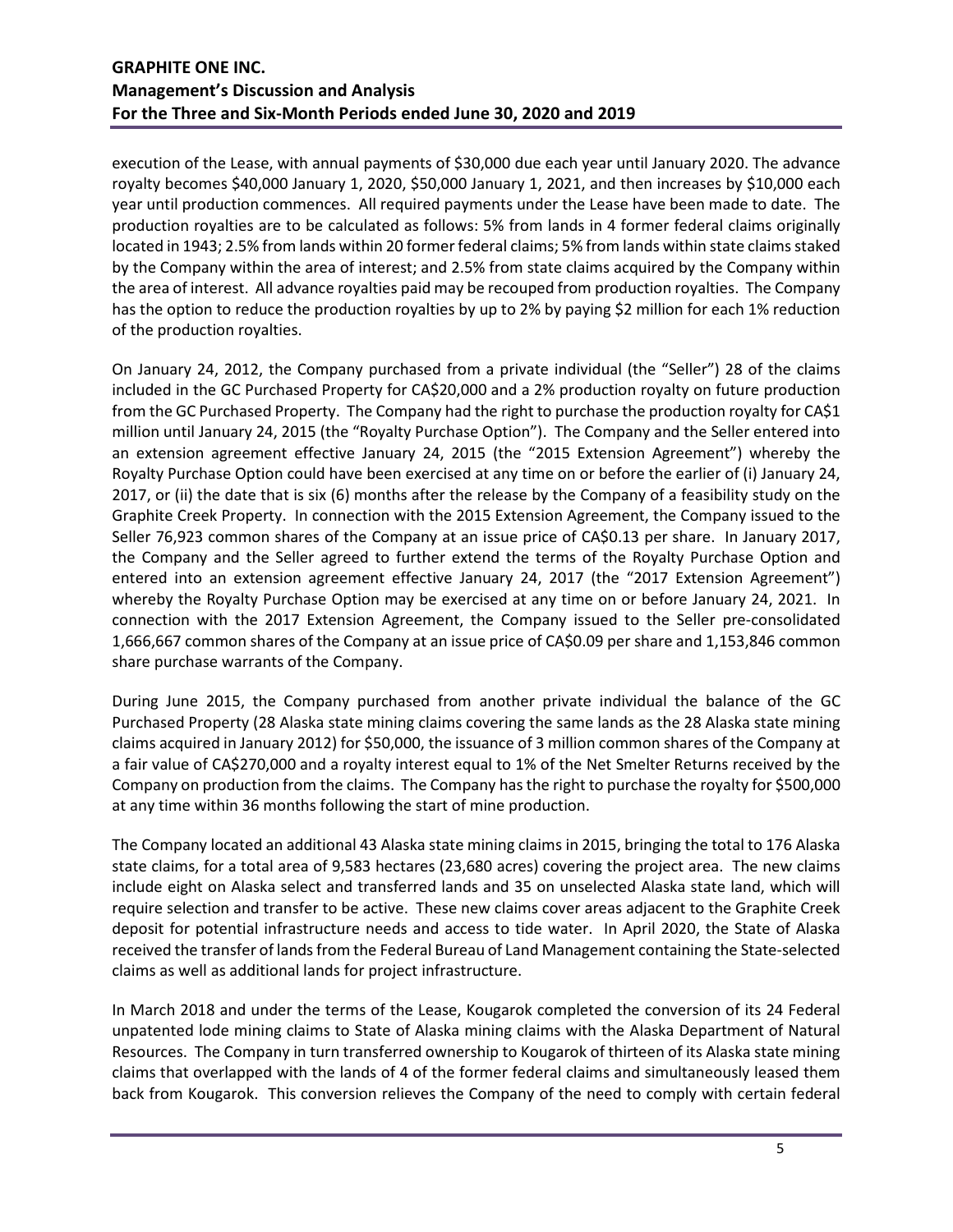execution of the Lease, with annual payments of $30,000 due each year until January 2020. The advance royalty becomes $40,000 January 1, 2020, $50,000 January 1, 2021, and then increases by $10,000 each year until production commences. All required payments under the Lease have been made to date. The production royalties are to be calculated as follows: 5% from lands in 4 former federal claims originally located in 1943; 2.5% from lands within 20 former federal claims; 5% from lands within state claims staked by the Company within the area of interest; and 2.5% from state claims acquired by the Company within the area of interest. All advance royalties paid may be recouped from production royalties. The Company has the option to reduce the production royalties by up to 2% by paying $2 million for each 1% reduction of the production royalties.

On January 24, 2012, the Company purchased from a private individual (the "Seller") 28 of the claims included in the GC Purchased Property for CA$20,000 and a 2% production royalty on future production from the GC Purchased Property. The Company had the right to purchase the production royalty for CA$1 million until January 24, 2015 (the "Royalty Purchase Option"). The Company and the Seller entered into an extension agreement effective January 24, 2015 (the "2015 Extension Agreement") whereby the Royalty Purchase Option could have been exercised at any time on or before the earlier of (i) January 24, 2017, or (ii) the date that is six (6) months after the release by the Company of a feasibility study on the Graphite Creek Property. In connection with the 2015 Extension Agreement, the Company issued to the Seller 76,923 common shares of the Company at an issue price of CA$0.13 per share. In January 2017, the Company and the Seller agreed to further extend the terms of the Royalty Purchase Option and entered into an extension agreement effective January 24, 2017 (the "2017 Extension Agreement") whereby the Royalty Purchase Option may be exercised at any time on or before January 24, 2021. In connection with the 2017 Extension Agreement, the Company issued to the Seller pre-consolidated 1,666,667 common shares of the Company at an issue price of CA$0.09 per share and 1,153,846 common share purchase warrants of the Company.

During June 2015, the Company purchased from another private individual the balance of the GC Purchased Property (28 Alaska state mining claims covering the same lands as the 28 Alaska state mining claims acquired in January 2012) for $50,000, the issuance of 3 million common shares of the Company at a fair value of CA$270,000 and a royalty interest equal to 1% of the Net Smelter Returns received by the Company on production from the claims. The Company has the right to purchase the royalty for $500,000 at any time within 36 months following the start of mine production.

The Company located an additional 43 Alaska state mining claims in 2015, bringing the total to 176 Alaska state claims, for a total area of 9,583 hectares (23,680 acres) covering the project area. The new claims include eight on Alaska select and transferred lands and 35 on unselected Alaska state land, which will require selection and transfer to be active. These new claims cover areas adjacent to the Graphite Creek deposit for potential infrastructure needs and access to tide water. In April 2020, the State of Alaska received the transfer of lands from the Federal Bureau of Land Management containing the State-selected claims as well as additional lands for project infrastructure.

In March 2018 and under the terms of the Lease, Kougarok completed the conversion of its 24 Federal unpatented lode mining claims to State of Alaska mining claims with the Alaska Department of Natural Resources. The Company in turn transferred ownership to Kougarok of thirteen of its Alaska state mining claims that overlapped with the lands of 4 of the former federal claims and simultaneously leased them back from Kougarok. This conversion relieves the Company of the need to comply with certain federal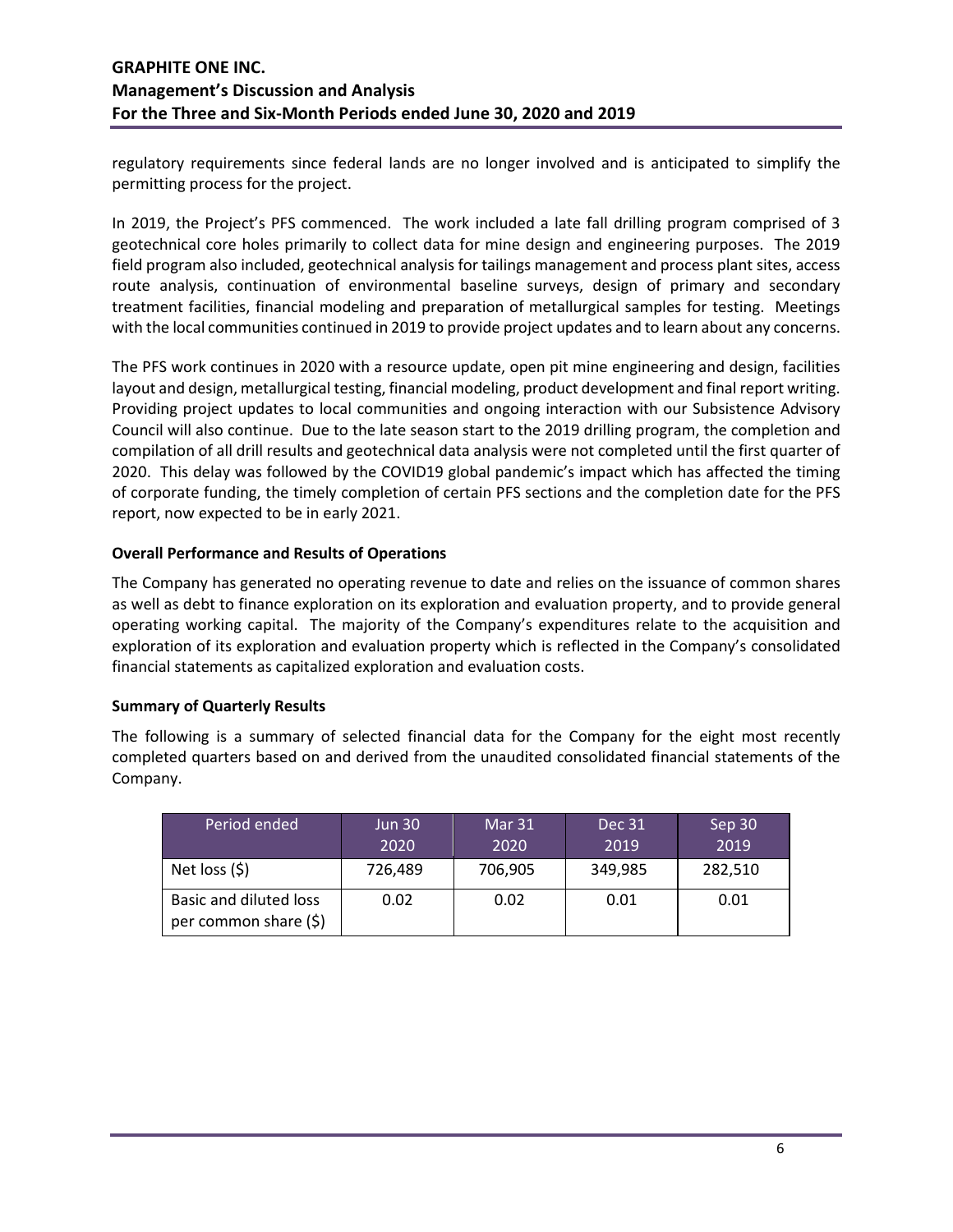regulatory requirements since federal lands are no longer involved and is anticipated to simplify the permitting process for the project.

In 2019, the Project's PFS commenced. The work included a late fall drilling program comprised of 3 geotechnical core holes primarily to collect data for mine design and engineering purposes. The 2019 field program also included, geotechnical analysis for tailings management and process plant sites, access route analysis, continuation of environmental baseline surveys, design of primary and secondary treatment facilities, financial modeling and preparation of metallurgical samples for testing. Meetings with the local communities continued in 2019 to provide project updates and to learn about any concerns.

The PFS work continues in 2020 with a resource update, open pit mine engineering and design, facilities layout and design, metallurgical testing, financial modeling, product development and final report writing. Providing project updates to local communities and ongoing interaction with our Subsistence Advisory Council will also continue. Due to the late season start to the 2019 drilling program, the completion and compilation of all drill results and geotechnical data analysis were not completed until the first quarter of 2020. This delay was followed by the COVID19 global pandemic's impact which has affected the timing of corporate funding, the timely completion of certain PFS sections and the completion date for the PFS report, now expected to be in early 2021.

**Overall Performance and Results of Operations**

The Company has generated no operating revenue to date and relies on the issuance of common shares as well as debt to finance exploration on its exploration and evaluation property, and to provide general operating working capital. The majority of the Company's expenditures relate to the acquisition and exploration of its exploration and evaluation property which is reflected in the Company's consolidated financial statements as capitalized exploration and evaluation costs.

**Summary of Quarterly Results**

The following is a summary of selected financial data for the Company for the eight most recently completed quarters based on and derived from the unaudited consolidated financial statements of the Company.

| Period ended | Jun 30 2020 | Mar 31 2020 | Dec 31 2019 | Sep 30 2019 |
|---|---|---|---|---|
| Net loss ($) | 726,489 | 706,905 | 349,985 | 282,510 |
| Basic and diluted loss per common share ($) | 0.02 | 0.02 | 0.01 | 0.01 |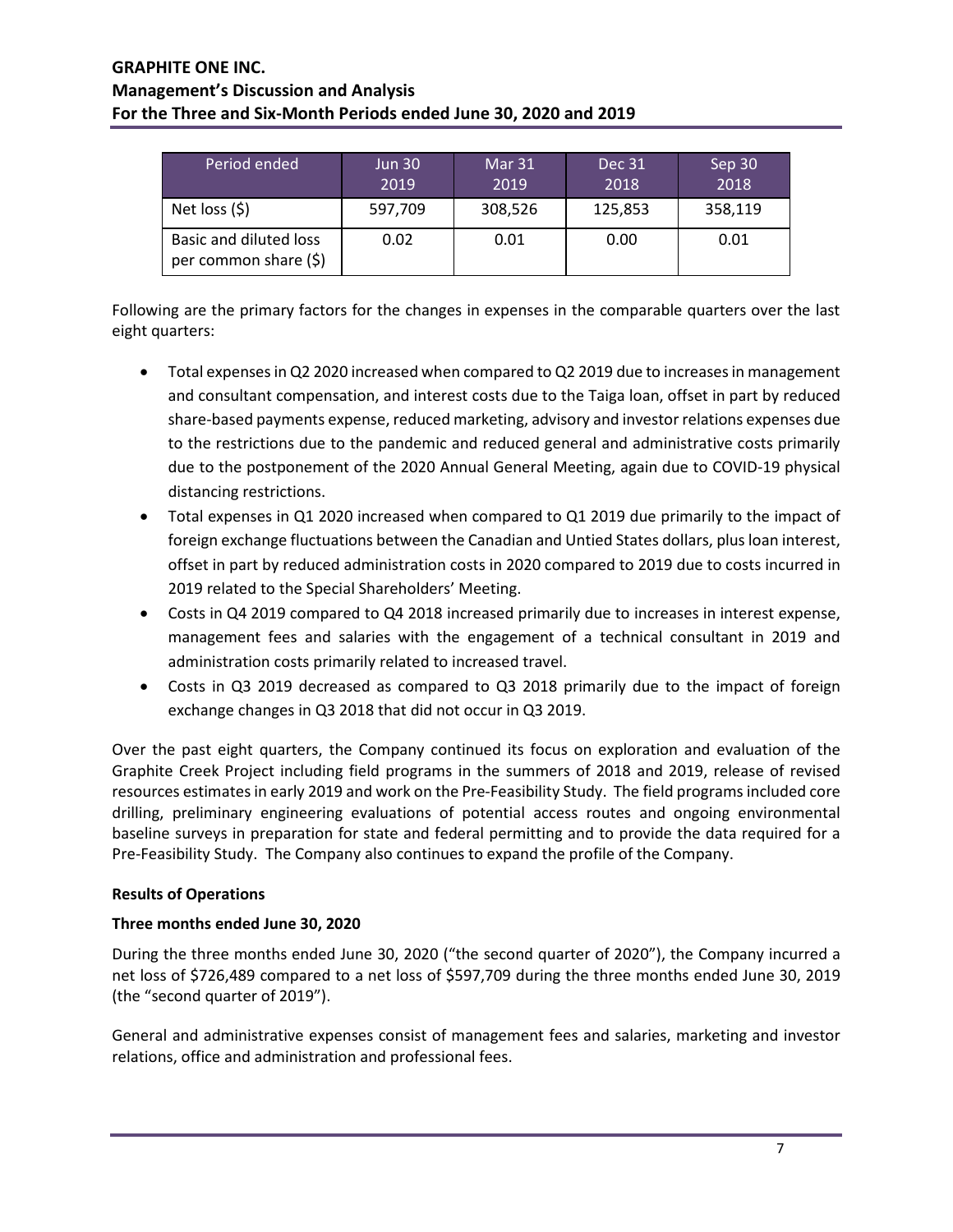| Period ended | Jun 30 2019 | Mar 31 2019 | Dec 31 2018 | Sep 30 2018 |
|---|---|---|---|---|
| Net loss ($) | 597,709 | 308,526 | 125,853 | 358,119 |
| Basic and diluted loss per common share ($) | 0.02 | 0.01 | 0.00 | 0.01 |

Following are the primary factors for the changes in expenses in the comparable quarters over the last eight quarters:

- Total expenses in Q2 2020 increased when compared to Q2 2019 due to increases in management and consultant compensation, and interest costs due to the Taiga loan, offset in part by reduced share-based payments expense, reduced marketing, advisory and investor relations expenses due to the restrictions due to the pandemic and reduced general and administrative costs primarily due to the postponement of the 2020 Annual General Meeting, again due to COVID-19 physical distancing restrictions.
- Total expenses in Q1 2020 increased when compared to Q1 2019 due primarily to the impact of foreign exchange fluctuations between the Canadian and Untied States dollars, plus loan interest, offset in part by reduced administration costs in 2020 compared to 2019 due to costs incurred in 2019 related to the Special Shareholders' Meeting.
- Costs in Q4 2019 compared to Q4 2018 increased primarily due to increases in interest expense, management fees and salaries with the engagement of a technical consultant in 2019 and administration costs primarily related to increased travel.
- Costs in Q3 2019 decreased as compared to Q3 2018 primarily due to the impact of foreign exchange changes in Q3 2018 that did not occur in Q3 2019.

Over the past eight quarters, the Company continued its focus on exploration and evaluation of the Graphite Creek Project including field programs in the summers of 2018 and 2019, release of revised resources estimates in early 2019 and work on the Pre-Feasibility Study. The field programs included core drilling, preliminary engineering evaluations of potential access routes and ongoing environmental baseline surveys in preparation for state and federal permitting and to provide the data required for a Pre-Feasibility Study. The Company also continues to expand the profile of the Company.

**Results of Operations**

**Three months ended June 30, 2020**

During the three months ended June 30, 2020 ("the second quarter of 2020"), the Company incurred a net loss of $726,489 compared to a net loss of $597,709 during the three months ended June 30, 2019 (the "second quarter of 2019").

General and administrative expenses consist of management fees and salaries, marketing and investor relations, office and administration and professional fees.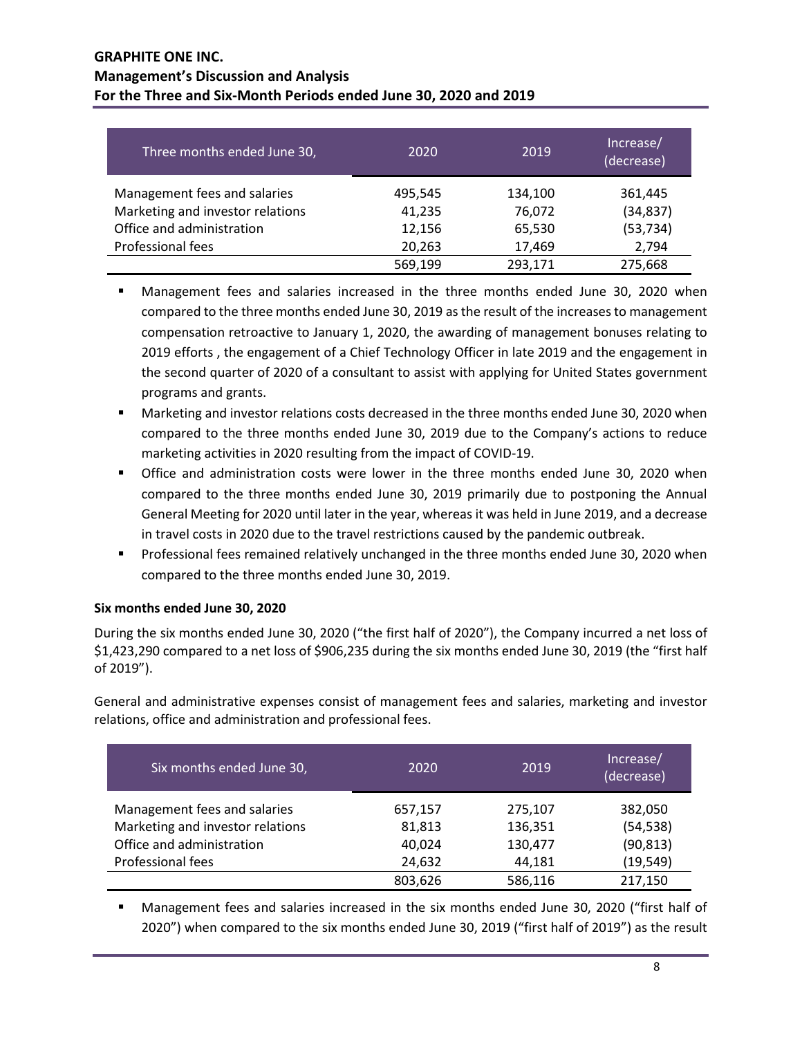| Three months ended June 30, | 2020 | 2019 | Increase/ (decrease) |
|---|---|---|---|
| Management fees and salaries | 495,545 | 134,100 | 361,445 |
| Marketing and investor relations | 41,235 | 76,072 | (34,837) |
| Office and administration | 12,156 | 65,530 | (53,734) |
| Professional fees | 20,263 | 17,469 | 2,794 |
| | 569,199 | 293,171 | 275,668 |

- Management fees and salaries increased in the three months ended June 30, 2020 when compared to the three months ended June 30, 2019 as the result of the increases to management compensation retroactive to January 1, 2020, the awarding of management bonuses relating to 2019 efforts , the engagement of a Chief Technology Officer in late 2019 and the engagement in the second quarter of 2020 of a consultant to assist with applying for United States government programs and grants.
- Marketing and investor relations costs decreased in the three months ended June 30, 2020 when compared to the three months ended June 30, 2019 due to the Company's actions to reduce marketing activities in 2020 resulting from the impact of COVID-19.
- Office and administration costs were lower in the three months ended June 30, 2020 when compared to the three months ended June 30, 2019 primarily due to postponing the Annual General Meeting for 2020 until later in the year, whereas it was held in June 2019, and a decrease in travel costs in 2020 due to the travel restrictions caused by the pandemic outbreak.
- Professional fees remained relatively unchanged in the three months ended June 30, 2020 when compared to the three months ended June 30, 2019.

**Six months ended June 30, 2020**

During the six months ended June 30, 2020 ("the first half of 2020"), the Company incurred a net loss of $1,423,290 compared to a net loss of $906,235 during the six months ended June 30, 2019 (the "first half of 2019").

General and administrative expenses consist of management fees and salaries, marketing and investor relations, office and administration and professional fees.

| Six months ended June 30, | 2020 | 2019 | Increase/ (decrease) |
|---|---|---|---|
| Management fees and salaries | 657,157 | 275,107 | 382,050 |
| Marketing and investor relations | 81,813 | 136,351 | (54,538) |
| Office and administration | 40,024 | 130,477 | (90,813) |
| Professional fees | 24,632 | 44,181 | (19,549) |
| | 803,626 | 586,116 | 217,150 |

- Management fees and salaries increased in the six months ended June 30, 2020 ("first half of 2020") when compared to the six months ended June 30, 2019 ("first half of 2019") as the result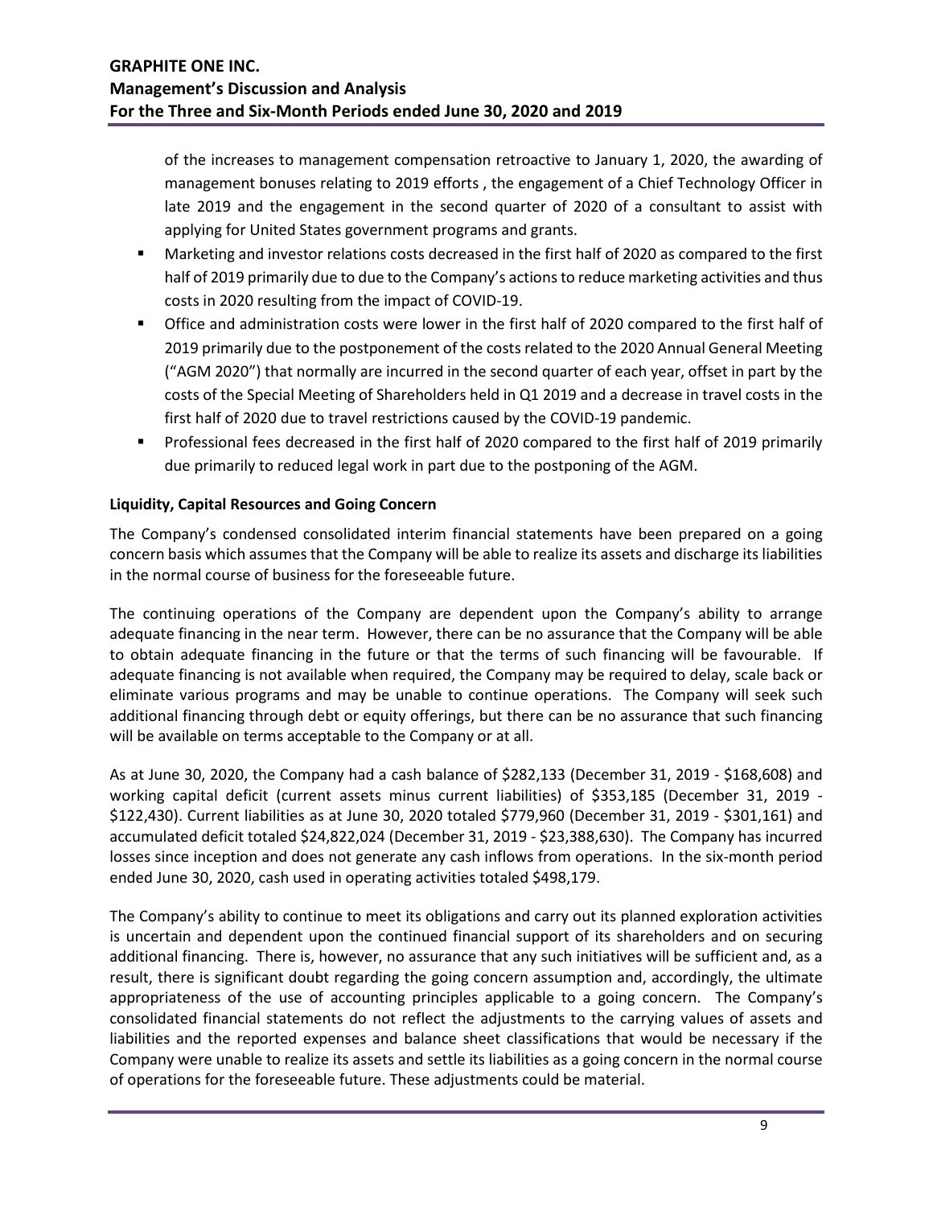of the increases to management compensation retroactive to January 1, 2020, the awarding of management bonuses relating to 2019 efforts , the engagement of a Chief Technology Officer in late 2019 and the engagement in the second quarter of 2020 of a consultant to assist with applying for United States government programs and grants.

- Marketing and investor relations costs decreased in the first half of 2020 as compared to the first half of 2019 primarily due to due to the Company's actions to reduce marketing activities and thus costs in 2020 resulting from the impact of COVID-19.
- Office and administration costs were lower in the first half of 2020 compared to the first half of 2019 primarily due to the postponement of the costs related to the 2020 Annual General Meeting ("AGM 2020") that normally are incurred in the second quarter of each year, offset in part by the costs of the Special Meeting of Shareholders held in Q1 2019 and a decrease in travel costs in the first half of 2020 due to travel restrictions caused by the COVID-19 pandemic.
- Professional fees decreased in the first half of 2020 compared to the first half of 2019 primarily due primarily to reduced legal work in part due to the postponing of the AGM.

**Liquidity, Capital Resources and Going Concern**

The Company's condensed consolidated interim financial statements have been prepared on a going concern basis which assumes that the Company will be able to realize its assets and discharge its liabilities in the normal course of business for the foreseeable future.

The continuing operations of the Company are dependent upon the Company's ability to arrange adequate financing in the near term. However, there can be no assurance that the Company will be able to obtain adequate financing in the future or that the terms of such financing will be favourable. If adequate financing is not available when required, the Company may be required to delay, scale back or eliminate various programs and may be unable to continue operations. The Company will seek such additional financing through debt or equity offerings, but there can be no assurance that such financing will be available on terms acceptable to the Company or at all.

As at June 30, 2020, the Company had a cash balance of $282,133 (December 31, 2019 - $168,608) and working capital deficit (current assets minus current liabilities) of $353,185 (December 31, 2019 - $122,430). Current liabilities as at June 30, 2020 totaled $779,960 (December 31, 2019 - $301,161) and accumulated deficit totaled $24,822,024 (December 31, 2019 - $23,388,630). The Company has incurred losses since inception and does not generate any cash inflows from operations. In the six-month period ended June 30, 2020, cash used in operating activities totaled $498,179.

The Company's ability to continue to meet its obligations and carry out its planned exploration activities is uncertain and dependent upon the continued financial support of its shareholders and on securing additional financing. There is, however, no assurance that any such initiatives will be sufficient and, as a result, there is significant doubt regarding the going concern assumption and, accordingly, the ultimate appropriateness of the use of accounting principles applicable to a going concern. The Company's consolidated financial statements do not reflect the adjustments to the carrying values of assets and liabilities and the reported expenses and balance sheet classifications that would be necessary if the Company were unable to realize its assets and settle its liabilities as a going concern in the normal course of operations for the foreseeable future. These adjustments could be material.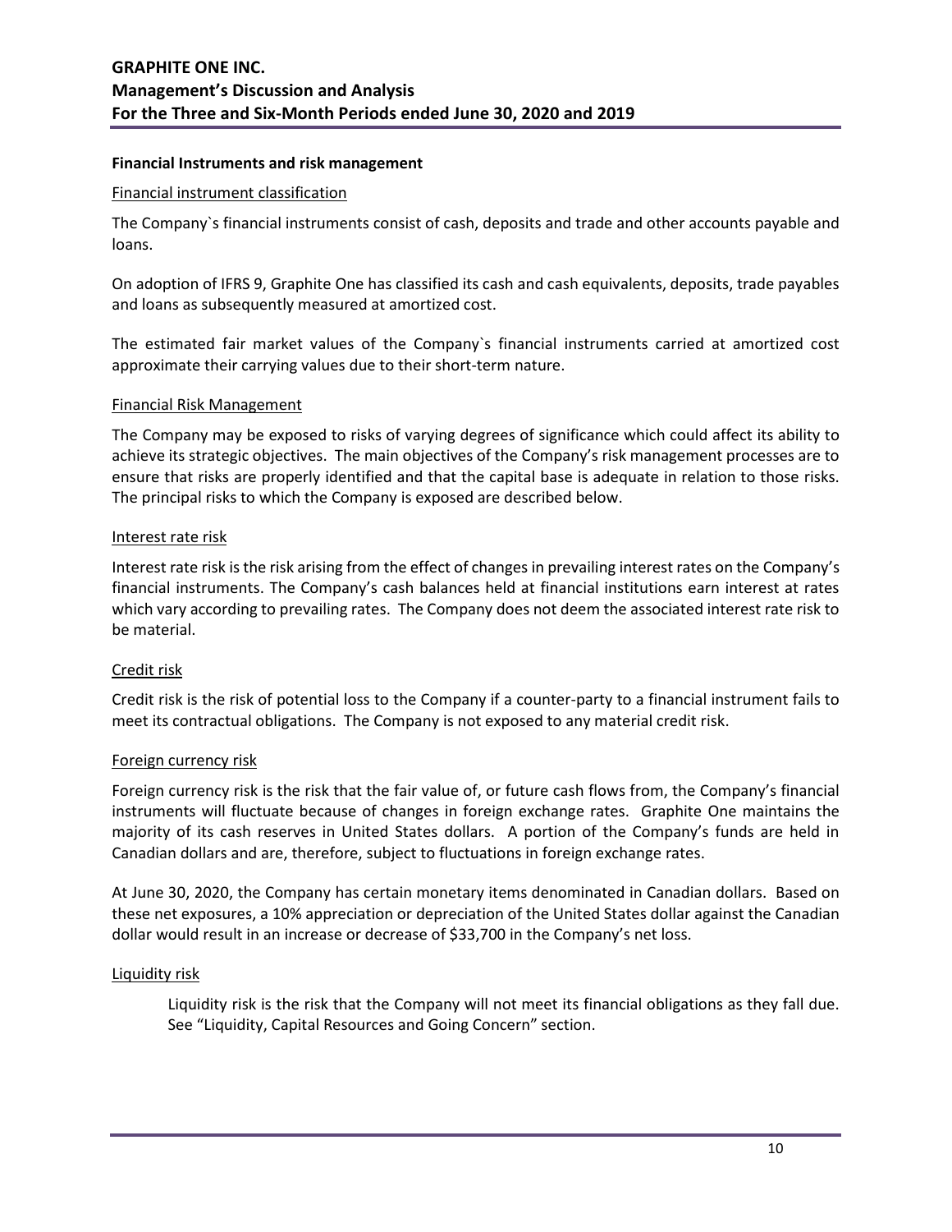**Financial Instruments and risk management**

Financial instrument classification

The Company`s financial instruments consist of cash, deposits and trade and other accounts payable and loans.

On adoption of IFRS 9, Graphite One has classified its cash and cash equivalents, deposits, trade payables and loans as subsequently measured at amortized cost.

The estimated fair market values of the Company`s financial instruments carried at amortized cost approximate their carrying values due to their short-term nature.

Financial Risk Management

The Company may be exposed to risks of varying degrees of significance which could affect its ability to achieve its strategic objectives. The main objectives of the Company's risk management processes are to ensure that risks are properly identified and that the capital base is adequate in relation to those risks. The principal risks to which the Company is exposed are described below.

Interest rate risk

Interest rate risk is the risk arising from the effect of changes in prevailing interest rates on the Company's financial instruments. The Company's cash balances held at financial institutions earn interest at rates which vary according to prevailing rates. The Company does not deem the associated interest rate risk to be material.

Credit risk

Credit risk is the risk of potential loss to the Company if a counter-party to a financial instrument fails to meet its contractual obligations. The Company is not exposed to any material credit risk.

Foreign currency risk

Foreign currency risk is the risk that the fair value of, or future cash flows from, the Company's financial instruments will fluctuate because of changes in foreign exchange rates. Graphite One maintains the majority of its cash reserves in United States dollars. A portion of the Company's funds are held in Canadian dollars and are, therefore, subject to fluctuations in foreign exchange rates.

At June 30, 2020, the Company has certain monetary items denominated in Canadian dollars. Based on these net exposures, a 10% appreciation or depreciation of the United States dollar against the Canadian dollar would result in an increase or decrease of $33,700 in the Company's net loss.

Liquidity risk

Liquidity risk is the risk that the Company will not meet its financial obligations as they fall due. See "Liquidity, Capital Resources and Going Concern" section.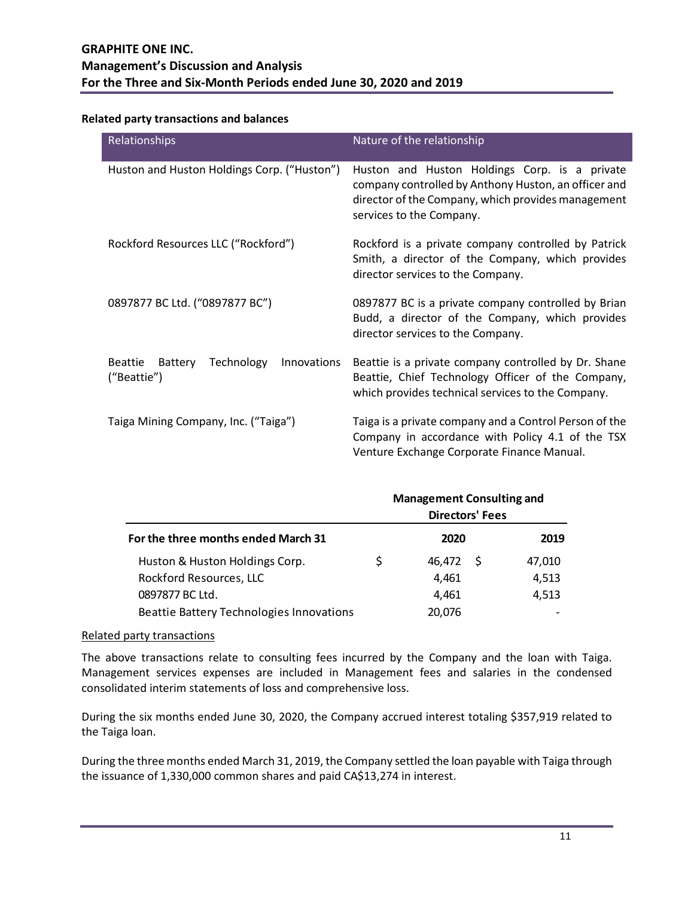### Related party transactions and balances

| Relationships | Nature of the relationship |
|---|---|
| Huston and Huston Holdings Corp. ("Huston") | Huston and Huston Holdings Corp. is a private company controlled by Anthony Huston, an officer and director of the Company, which provides management services to the Company. |
| Rockford Resources LLC ("Rockford") | Rockford is a private company controlled by Patrick Smith, a director of the Company, which provides director services to the Company. |
| 0897877 BC Ltd. ("0897877 BC") | 0897877 BC is a private company controlled by Brian Budd, a director of the Company, which provides director services to the Company. |
| Beattie Battery Technology Innovations ("Beattie") | Beattie is a private company controlled by Dr. Shane Beattie, Chief Technology Officer of the Company, which provides technical services to the Company. |
| Taiga Mining Company, Inc. ("Taiga") | Taiga is a private company and a Control Person of the Company in accordance with Policy 4.1 of the TSX Venture Exchange Corporate Finance Manual. |

| | Management Consulting and Directors' Fees | |
|---|---|---|
| **For the three months ended March 31** | **2020** | **2019** |
| Huston & Huston Holdings Corp. | $ 46,472 | $ 47,010 |
| Rockford Resources, LLC | 4,461 | 4,513 |
| 0897877 BC Ltd. | 4,461 | 4,513 |
| Beattie Battery Technologies Innovations | 20,076 | - |

Related party transactions

The above transactions relate to consulting fees incurred by the Company and the loan with Taiga. Management services expenses are included in Management fees and salaries in the condensed consolidated interim statements of loss and comprehensive loss.

During the six months ended June 30, 2020, the Company accrued interest totaling $357,919 related to the Taiga loan.

During the three months ended March 31, 2019, the Company settled the loan payable with Taiga through the issuance of 1,330,000 common shares and paid CA$13,274 in interest.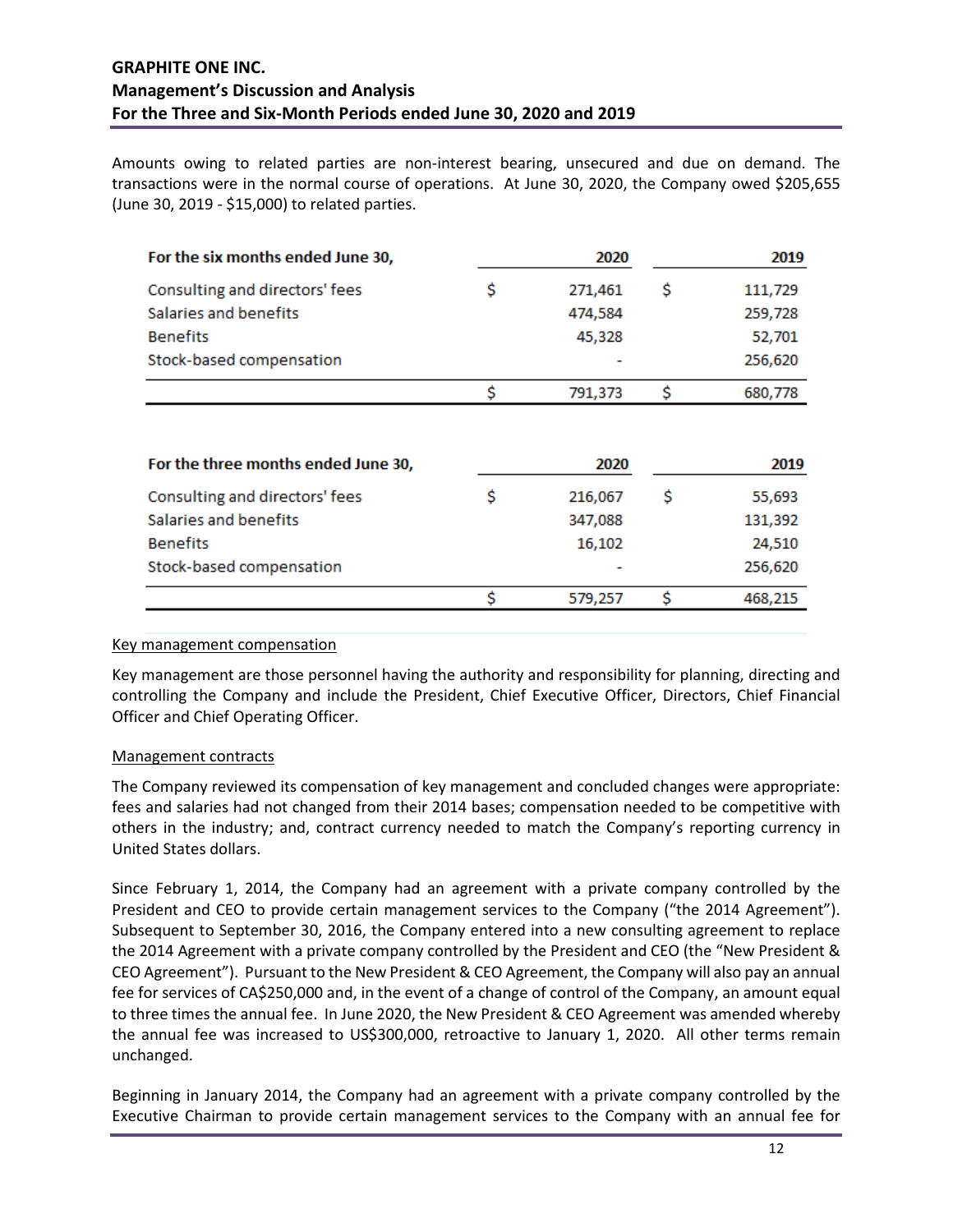Amounts owing to related parties are non-interest bearing, unsecured and due on demand. The transactions were in the normal course of operations. At June 30, 2020, the Company owed $205,655 (June 30, 2019 - $15,000) to related parties.

| For the six months ended June 30, | 2020 | 2019 |
|---|---|---|
| Consulting and directors' fees | $ 271,461 | $ 111,729 |
| Salaries and benefits | 474,584 | 259,728 |
| Benefits | 45,328 | 52,701 |
| Stock-based compensation | - | 256,620 |
| | $ 791,373 | $ 680,778 |

| For the three months ended June 30, | 2020 | 2019 |
|---|---|---|
| Consulting and directors' fees | $ 216,067 | $ 55,693 |
| Salaries and benefits | 347,088 | 131,392 |
| Benefits | 16,102 | 24,510 |
| Stock-based compensation | - | 256,620 |
| | $ 579,257 | $ 468,215 |

Key management compensation

Key management are those personnel having the authority and responsibility for planning, directing and controlling the Company and include the President, Chief Executive Officer, Directors, Chief Financial Officer and Chief Operating Officer.

Management contracts

The Company reviewed its compensation of key management and concluded changes were appropriate: fees and salaries had not changed from their 2014 bases; compensation needed to be competitive with others in the industry; and, contract currency needed to match the Company's reporting currency in United States dollars.

Since February 1, 2014, the Company had an agreement with a private company controlled by the President and CEO to provide certain management services to the Company ("the 2014 Agreement"). Subsequent to September 30, 2016, the Company entered into a new consulting agreement to replace the 2014 Agreement with a private company controlled by the President and CEO (the "New President & CEO Agreement"). Pursuant to the New President & CEO Agreement, the Company will also pay an annual fee for services of CA$250,000 and, in the event of a change of control of the Company, an amount equal to three times the annual fee. In June 2020, the New President & CEO Agreement was amended whereby the annual fee was increased to US$300,000, retroactive to January 1, 2020. All other terms remain unchanged.

Beginning in January 2014, the Company had an agreement with a private company controlled by the Executive Chairman to provide certain management services to the Company with an annual fee for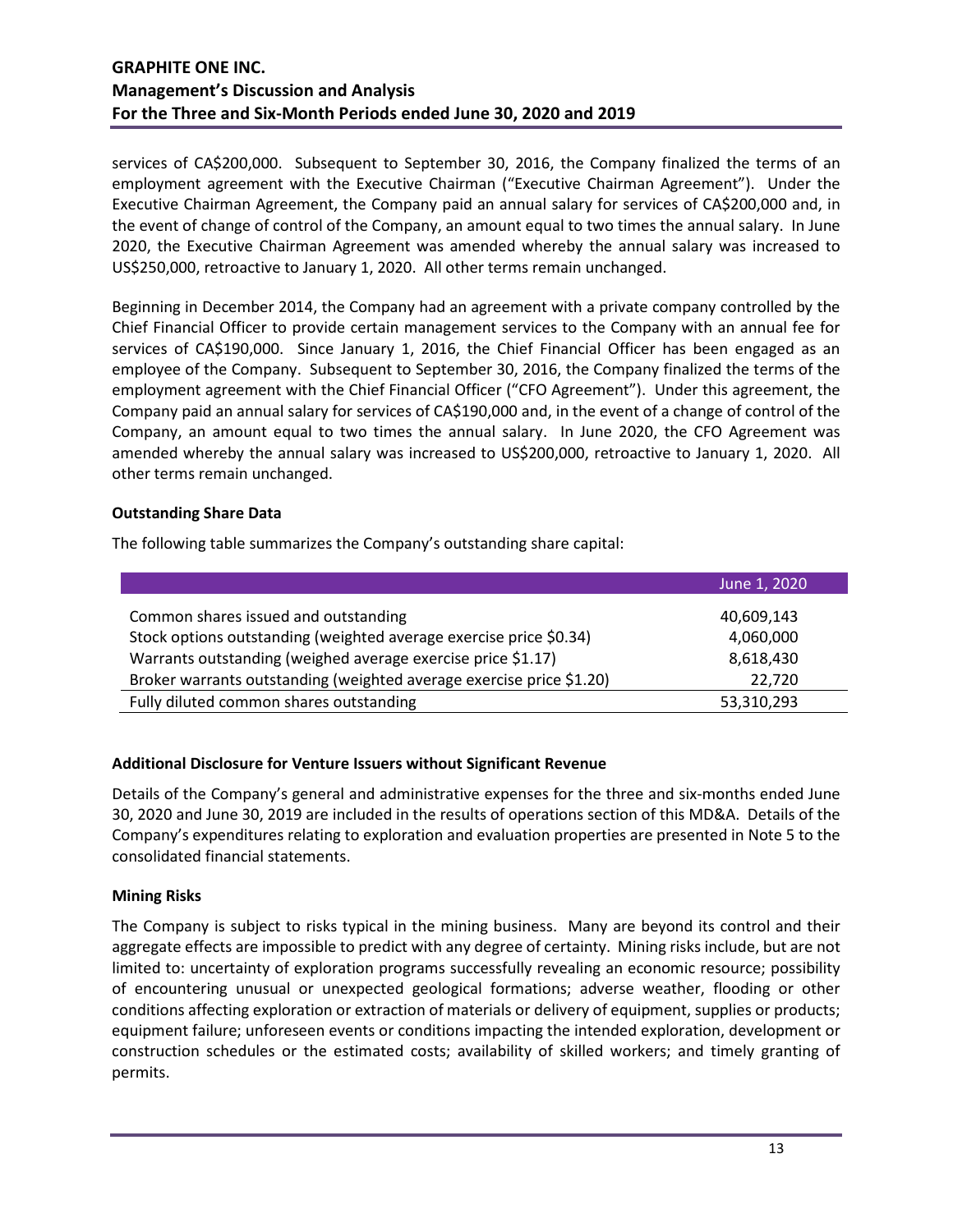services of CA$200,000. Subsequent to September 30, 2016, the Company finalized the terms of an employment agreement with the Executive Chairman ("Executive Chairman Agreement"). Under the Executive Chairman Agreement, the Company paid an annual salary for services of CA$200,000 and, in the event of change of control of the Company, an amount equal to two times the annual salary. In June 2020, the Executive Chairman Agreement was amended whereby the annual salary was increased to US$250,000, retroactive to January 1, 2020. All other terms remain unchanged.

Beginning in December 2014, the Company had an agreement with a private company controlled by the Chief Financial Officer to provide certain management services to the Company with an annual fee for services of CA$190,000. Since January 1, 2016, the Chief Financial Officer has been engaged as an employee of the Company. Subsequent to September 30, 2016, the Company finalized the terms of the employment agreement with the Chief Financial Officer ("CFO Agreement"). Under this agreement, the Company paid an annual salary for services of CA$190,000 and, in the event of a change of control of the Company, an amount equal to two times the annual salary. In June 2020, the CFO Agreement was amended whereby the annual salary was increased to US$200,000, retroactive to January 1, 2020. All other terms remain unchanged.

**Outstanding Share Data**

The following table summarizes the Company's outstanding share capital:

| | June 1, 2020 |
|---|---|
| Common shares issued and outstanding | 40,609,143 |
| Stock options outstanding (weighted average exercise price $0.34) | 4,060,000 |
| Warrants outstanding (weighed average exercise price $1.17) | 8,618,430 |
| Broker warrants outstanding (weighted average exercise price $1.20) | 22,720 |
| Fully diluted common shares outstanding | 53,310,293 |

**Additional Disclosure for Venture Issuers without Significant Revenue**

Details of the Company's general and administrative expenses for the three and six-months ended June 30, 2020 and June 30, 2019 are included in the results of operations section of this MD&A. Details of the Company's expenditures relating to exploration and evaluation properties are presented in Note 5 to the consolidated financial statements.

**Mining Risks**

The Company is subject to risks typical in the mining business. Many are beyond its control and their aggregate effects are impossible to predict with any degree of certainty. Mining risks include, but are not limited to: uncertainty of exploration programs successfully revealing an economic resource; possibility of encountering unusual or unexpected geological formations; adverse weather, flooding or other conditions affecting exploration or extraction of materials or delivery of equipment, supplies or products; equipment failure; unforeseen events or conditions impacting the intended exploration, development or construction schedules or the estimated costs; availability of skilled workers; and timely granting of permits.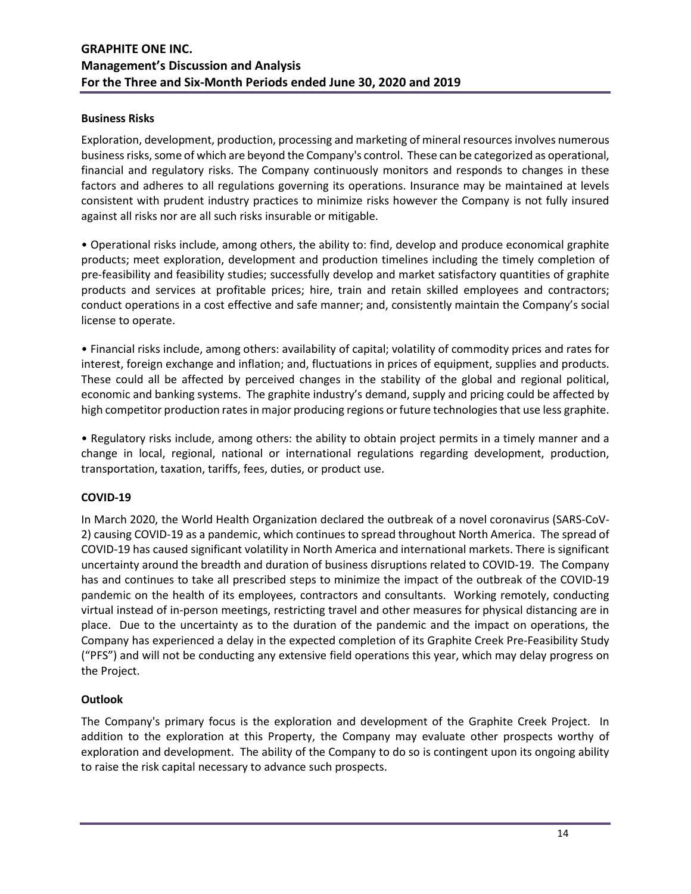## Business Risks

Exploration, development, production, processing and marketing of mineral resources involves numerous business risks, some of which are beyond the Company's control. These can be categorized as operational, financial and regulatory risks. The Company continuously monitors and responds to changes in these factors and adheres to all regulations governing its operations. Insurance may be maintained at levels consistent with prudent industry practices to minimize risks however the Company is not fully insured against all risks nor are all such risks insurable or mitigable.

- Operational risks include, among others, the ability to: find, develop and produce economical graphite products; meet exploration, development and production timelines including the timely completion of pre-feasibility and feasibility studies; successfully develop and market satisfactory quantities of graphite products and services at profitable prices; hire, train and retain skilled employees and contractors; conduct operations in a cost effective and safe manner; and, consistently maintain the Company's social license to operate.

- Financial risks include, among others: availability of capital; volatility of commodity prices and rates for interest, foreign exchange and inflation; and, fluctuations in prices of equipment, supplies and products. These could all be affected by perceived changes in the stability of the global and regional political, economic and banking systems. The graphite industry's demand, supply and pricing could be affected by high competitor production rates in major producing regions or future technologies that use less graphite.

- Regulatory risks include, among others: the ability to obtain project permits in a timely manner and a change in local, regional, national or international regulations regarding development, production, transportation, taxation, tariffs, fees, duties, or product use.

## COVID-19

In March 2020, the World Health Organization declared the outbreak of a novel coronavirus (SARS-CoV-2) causing COVID-19 as a pandemic, which continues to spread throughout North America. The spread of COVID-19 has caused significant volatility in North America and international markets. There is significant uncertainty around the breadth and duration of business disruptions related to COVID-19. The Company has and continues to take all prescribed steps to minimize the impact of the outbreak of the COVID-19 pandemic on the health of its employees, contractors and consultants. Working remotely, conducting virtual instead of in-person meetings, restricting travel and other measures for physical distancing are in place. Due to the uncertainty as to the duration of the pandemic and the impact on operations, the Company has experienced a delay in the expected completion of its Graphite Creek Pre-Feasibility Study ("PFS") and will not be conducting any extensive field operations this year, which may delay progress on the Project.

## Outlook

The Company's primary focus is the exploration and development of the Graphite Creek Project. In addition to the exploration at this Property, the Company may evaluate other prospects worthy of exploration and development. The ability of the Company to do so is contingent upon its ongoing ability to raise the risk capital necessary to advance such prospects.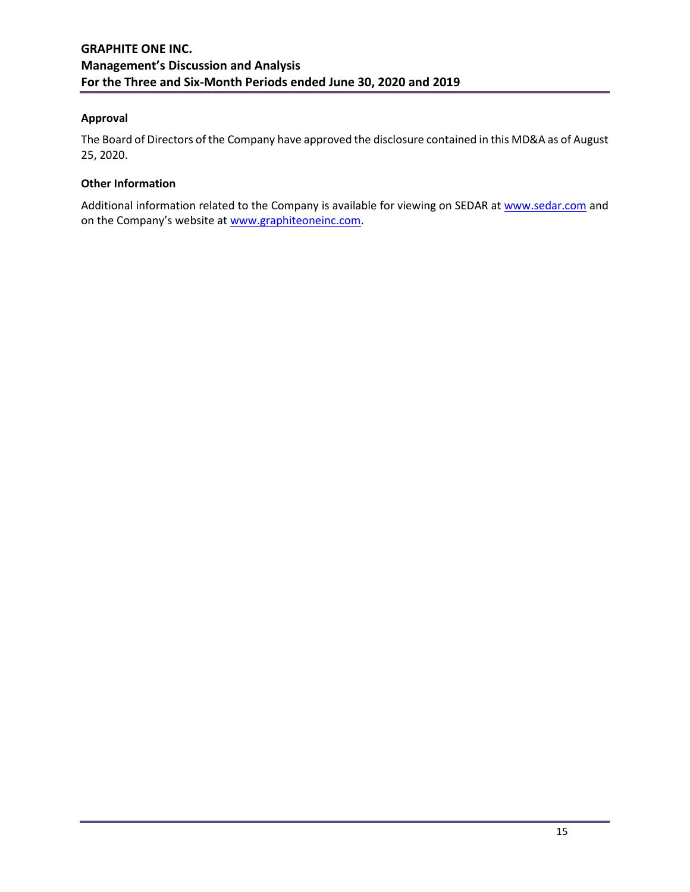### Approval

The Board of Directors of the Company have approved the disclosure contained in this MD&A as of August 25, 2020.

### Other Information

Additional information related to the Company is available for viewing on SEDAR at www.sedar.com and on the Company's website at www.graphiteoneinc.com.